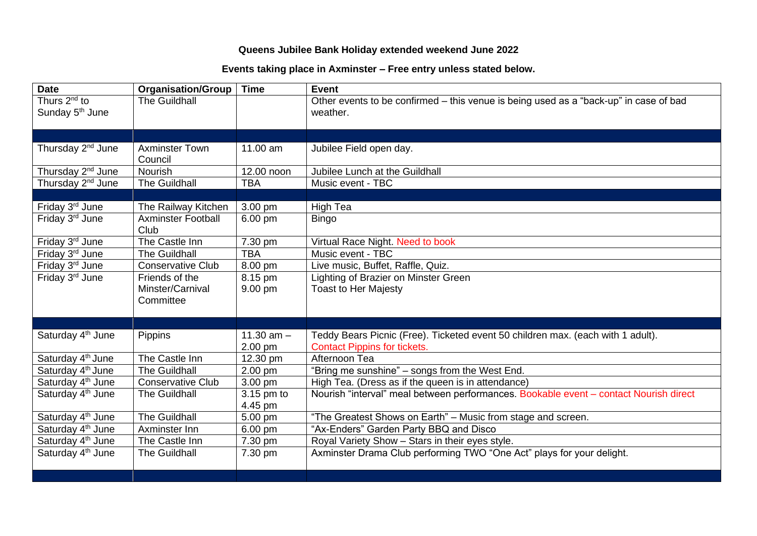**Queens Jubilee Bank Holiday extended weekend June 2022**

**Events taking place in Axminster – Free entry unless stated below.**

| Date | Organisation/Group | Time | Event |
|---|---|---|---|
| Thurs 2nd to Sunday 5th June | The Guildhall | | Other events to be confirmed – this venue is being used as a "back-up" in case of bad weather. |
| | | | |
| Thursday 2nd June | Axminster Town Council | 11.00 am | Jubilee Field open day. |
| Thursday 2nd June | Nourish | 12.00 noon | Jubilee Lunch at the Guildhall |
| Thursday 2nd June | The Guildhall | TBA | Music event - TBC |
| | | | |
| Friday 3rd June | The Railway Kitchen | 3.00 pm | High Tea |
| Friday 3rd June | Axminster Football Club | 6.00 pm | Bingo |
| Friday 3rd June | The Castle Inn | 7.30 pm | Virtual Race Night. Need to book |
| Friday 3rd June | The Guildhall | TBA | Music event - TBC |
| Friday 3rd June | Conservative Club | 8.00 pm | Live music, Buffet, Raffle, Quiz. |
| Friday 3rd June | Friends of the Minster/Carnival Committee | 8.15 pm<br>9.00 pm | Lighting of Brazier on Minster Green<br>Toast to Her Majesty |
| | | | |
| Saturday 4th June | Pippins | 11.30 am – 2.00 pm | Teddy Bears Picnic (Free). Ticketed event 50 children max. (each with 1 adult). Contact Pippins for tickets. |
| Saturday 4th June | The Castle Inn | 12.30 pm | Afternoon Tea |
| Saturday 4th June | The Guildhall | 2.00 pm | "Bring me sunshine" – songs from the West End. |
| Saturday 4th June | Conservative Club | 3.00 pm | High Tea. (Dress as if the queen is in attendance) |
| Saturday 4th June | The Guildhall | 3.15 pm to 4.45 pm | Nourish "interval" meal between performances. Bookable event – contact Nourish direct |
| Saturday 4th June | The Guildhall | 5.00 pm | "The Greatest Shows on Earth" – Music from stage and screen. |
| Saturday 4th June | Axminster Inn | 6.00 pm | "Ax-Enders" Garden Party BBQ and Disco |
| Saturday 4th June | The Castle Inn | 7.30 pm | Royal Variety Show – Stars in their eyes style. |
| Saturday 4th June | The Guildhall | 7.30 pm | Axminster Drama Club performing TWO "One Act" plays for your delight. |
| | | | |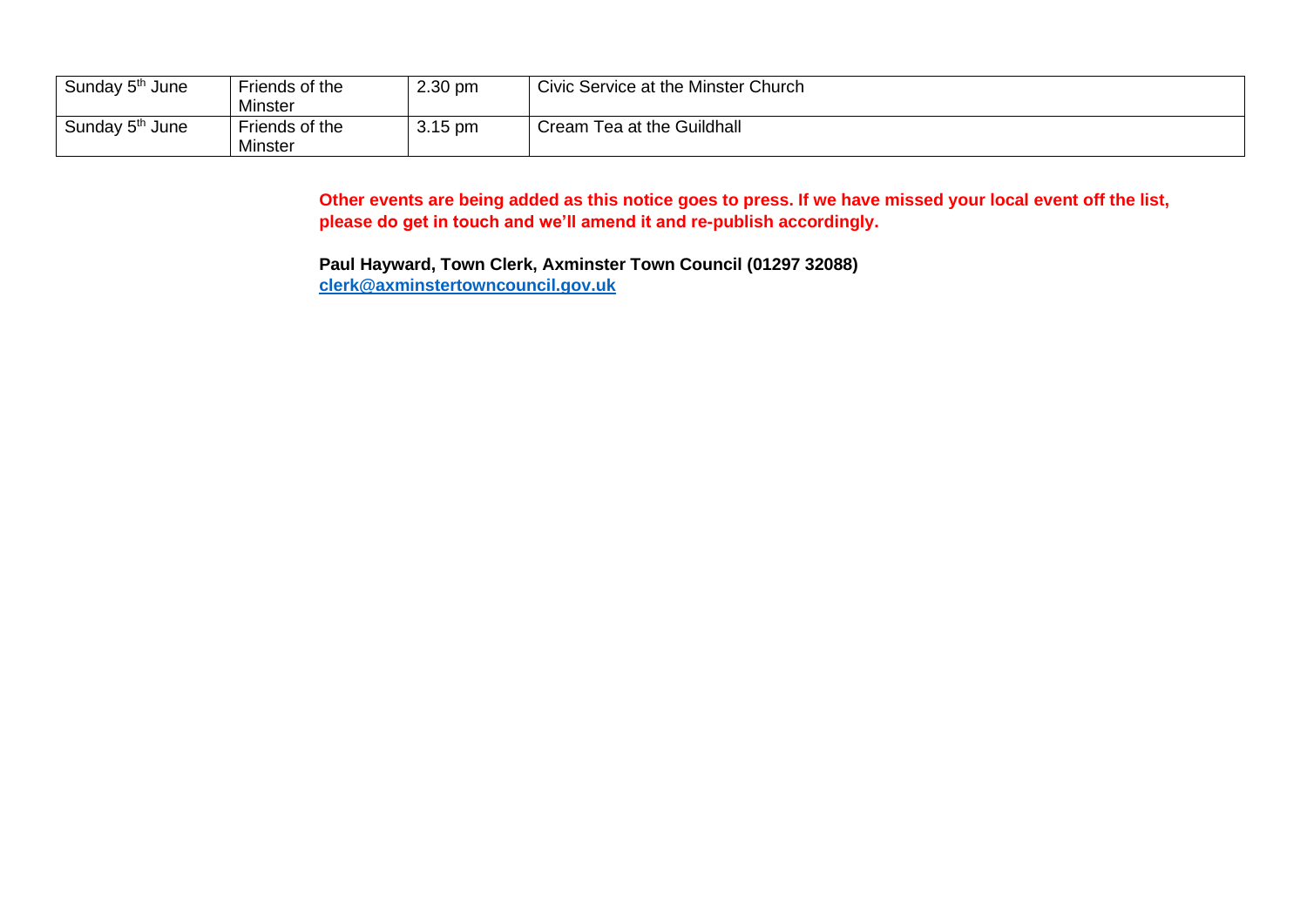| | | | |
|---|---|---|---|
| Sunday 5th June | Friends of the Minster | 2.30 pm | Civic Service at the Minster Church |
| Sunday 5th June | Friends of the Minster | 3.15 pm | Cream Tea at the Guildhall |

**Other events are being added as this notice goes to press. If we have missed your local event off the list, please do get in touch and we'll amend it and re-publish accordingly.**

**Paul Hayward, Town Clerk, Axminster Town Council (01297 32088)**
**clerk@axminstertowncouncil.gov.uk**